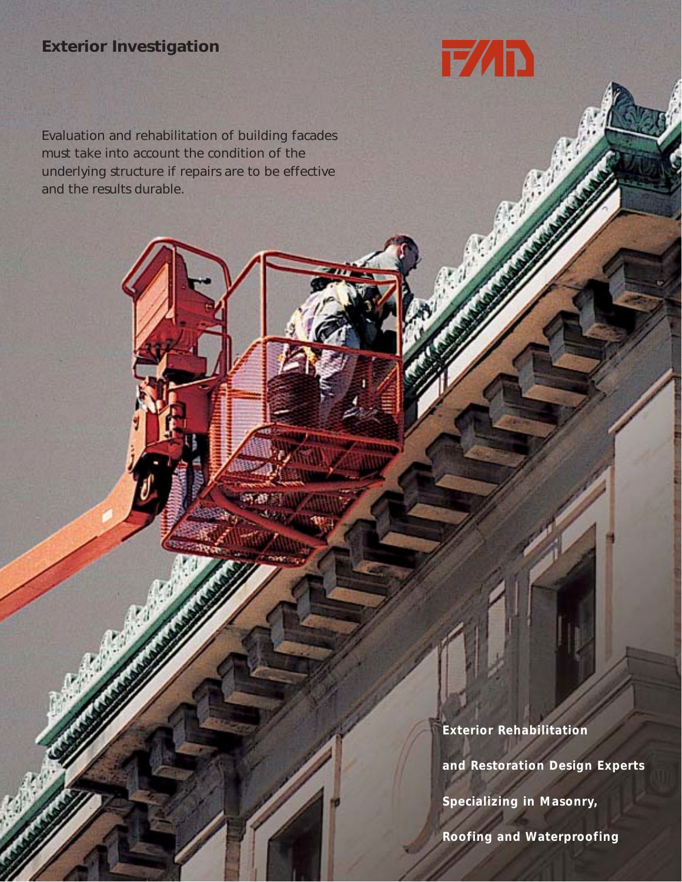# Exterior Investigation

Evaluation and rehabilitation of building facades must take into account the condition of the underlying structure if repairs are to be effective and the results durable.

**Exterior Rehabilitation and Restoration Design Experts Specializing in Masonry, Roofing and Waterproofing**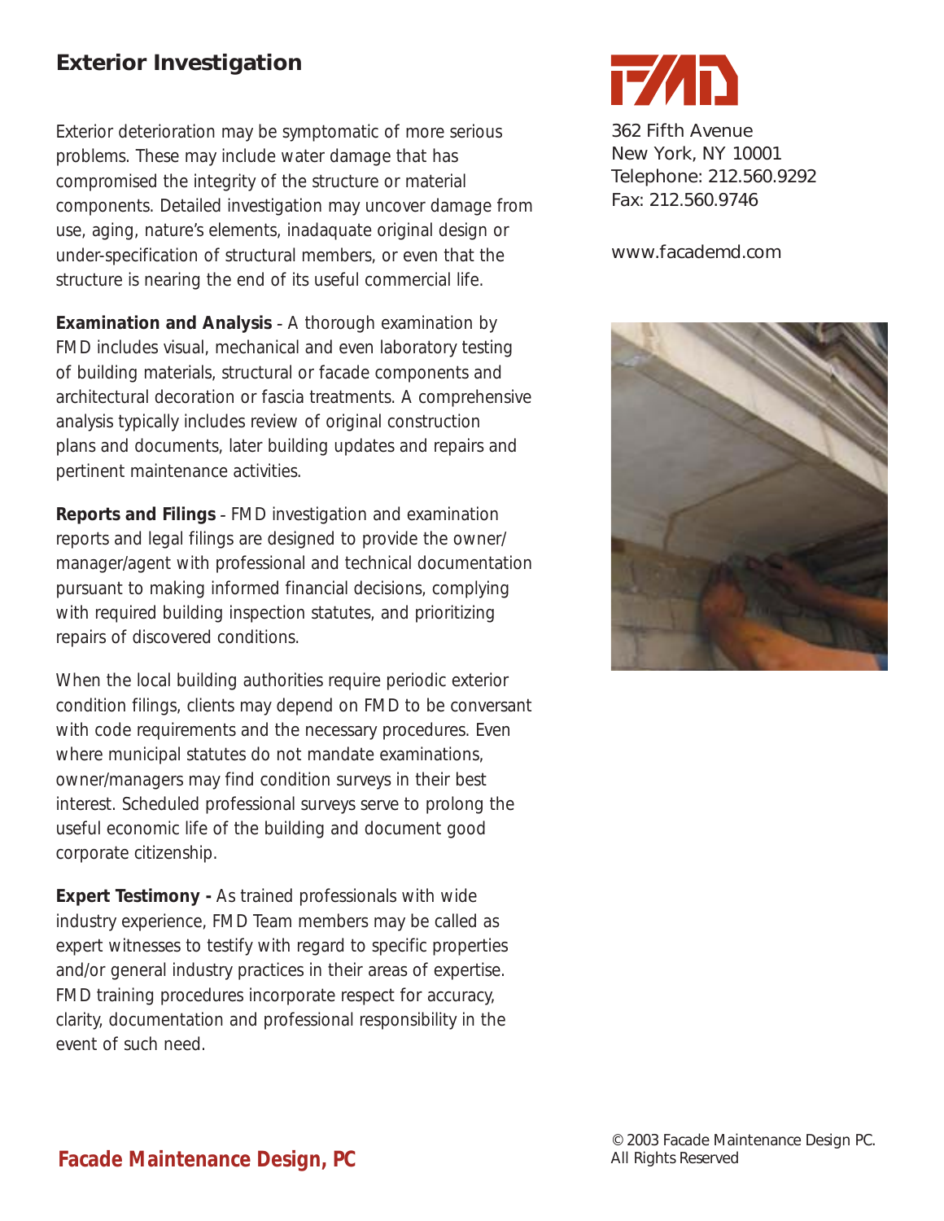## Exterior Investigation

Exterior deterioration may be symptomatic of more serious problems. These may include water damage that has compromised the integrity of the structure or material components. Detailed investigation may uncover damage from use, aging, nature's elements, inadaquate original design or under-specification of structural members, or even that the structure is nearing the end of its useful commercial life.

**Examination and Analysis** - A thorough examination by FMD includes visual, mechanical and even laboratory testing of building materials, structural or facade components and architectural decoration or fascia treatments. A comprehensive analysis typically includes review of original construction plans and documents, later building updates and repairs and pertinent maintenance activities.

**Reports and Filings** - FMD investigation and examination reports and legal filings are designed to provide the owner/manager/agent with professional and technical documentation pursuant to making informed financial decisions, complying with required building inspection statutes, and prioritizing repairs of discovered conditions.

When the local building authorities require periodic exterior condition filings, clients may depend on FMD to be conversant with code requirements and the necessary procedures. Even where municipal statutes do not mandate examinations, owner/managers may find condition surveys in their best interest. Scheduled professional surveys serve to prolong the useful economic life of the building and document good corporate citizenship.

**Expert Testimony -** As trained professionals with wide industry experience, FMD Team members may be called as expert witnesses to testify with regard to specific properties and/or general industry practices in their areas of expertise. FMD training procedures incorporate respect for accuracy, clarity, documentation and professional responsibility in the event of such need.

FMD

362 Fifth Avenue
New York, NY 10001
Telephone: 212.560.9292
Fax: 212.560.9746

www.facademd.com

**Facade Maintenance Design, PC**

© 2003 Facade Maintenance Design PC.
All Rights Reserved